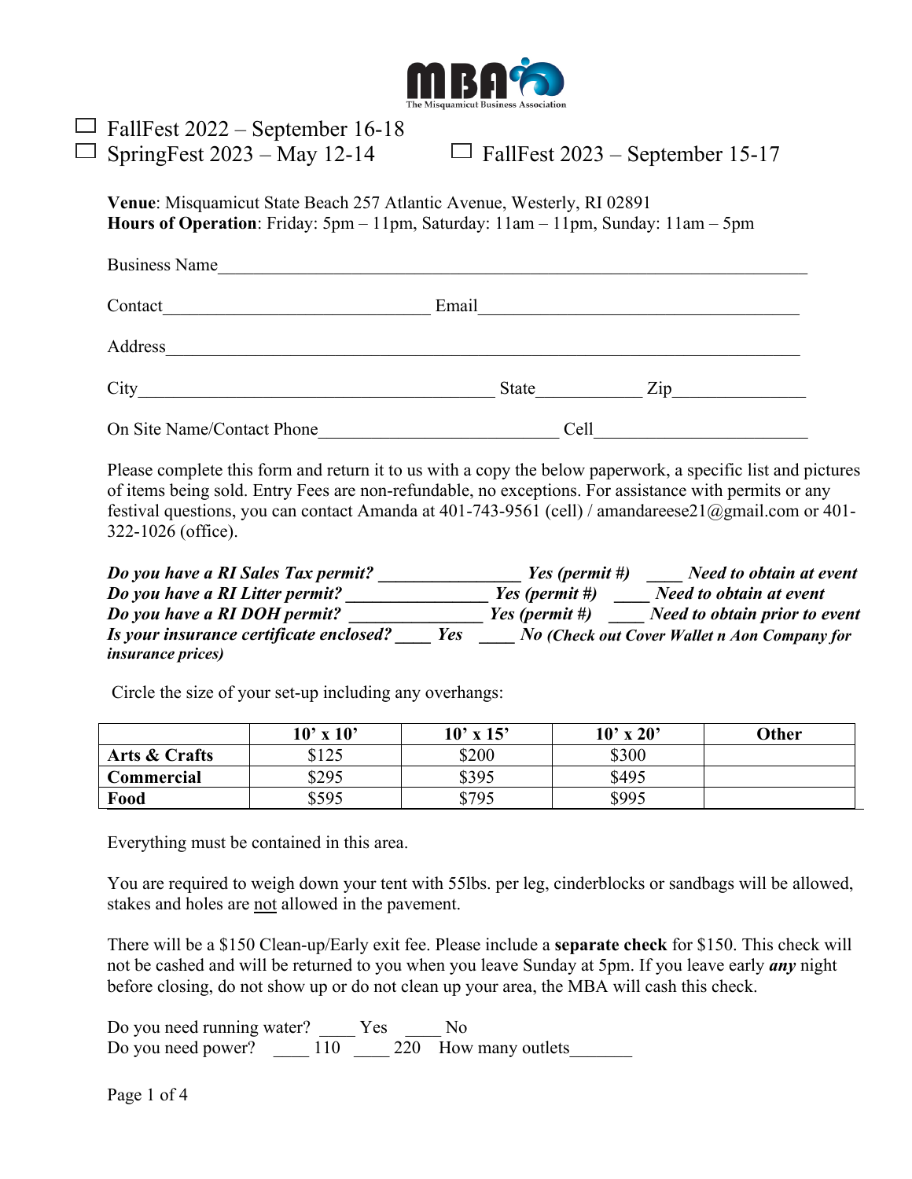MBA
The Misquamicut Business Association

☐ FallFest 2022 – September 16-18
☐ SpringFest 2023 – May 12-14 ☐ FallFest 2023 – September 15-17

**Venue**: Misquamicut State Beach 257 Atlantic Avenue, Westerly, RI 02891
**Hours of Operation**: Friday: 5pm – 11pm, Saturday: 11am – 11pm, Sunday: 11am – 5pm

Business Name_______________________________________________

Contact_________________________ Email_____________________________

Address_______________________________________________________

City_________________________________ State__________ Zip____________

On Site Name/Contact Phone______________________ Cell____________________

Please complete this form and return it to us with a copy the below paperwork, a specific list and pictures of items being sold. Entry Fees are non-refundable, no exceptions. For assistance with permits or any festival questions, you can contact Amanda at 401-743-9561 (cell) / amandareese21@gmail.com or 401-322-1026 (office).

***Do you have a RI Sales Tax permit? _______________ Yes (permit #) ____ Need to obtain at event***
***Do you have a RI Litter permit? _______________ Yes (permit #) ____ Need to obtain at event***
***Do you have a RI DOH permit? _______________ Yes (permit #) ____ Need to obtain prior to event***
***Is your insurance certificate enclosed? ____ Yes ____ No (Check out Cover Wallet n Aon Company for insurance prices)***

Circle the size of your set-up including any overhangs:

| | 10' x 10' | 10' x 15' | 10' x 20' | Other |
|---|---|---|---|---|
| **Arts & Crafts** | $125 | $200 | $300 | |
| **Commercial** | $295 | $395 | $495 | |
| **Food** | $595 | $795 | $995 | |

Everything must be contained in this area.

You are required to weigh down your tent with 55lbs. per leg, cinderblocks or sandbags will be allowed, stakes and holes are not allowed in the pavement.

There will be a $150 Clean-up/Early exit fee. Please include a **separate check** for $150. This check will not be cashed and will be returned to you when you leave Sunday at 5pm. If you leave early ***any*** night before closing, do not show up or do not clean up your area, the MBA will cash this check.

Do you need running water? ____ Yes ____ No
Do you need power? ____ 110 ____ 220 How many outlets_______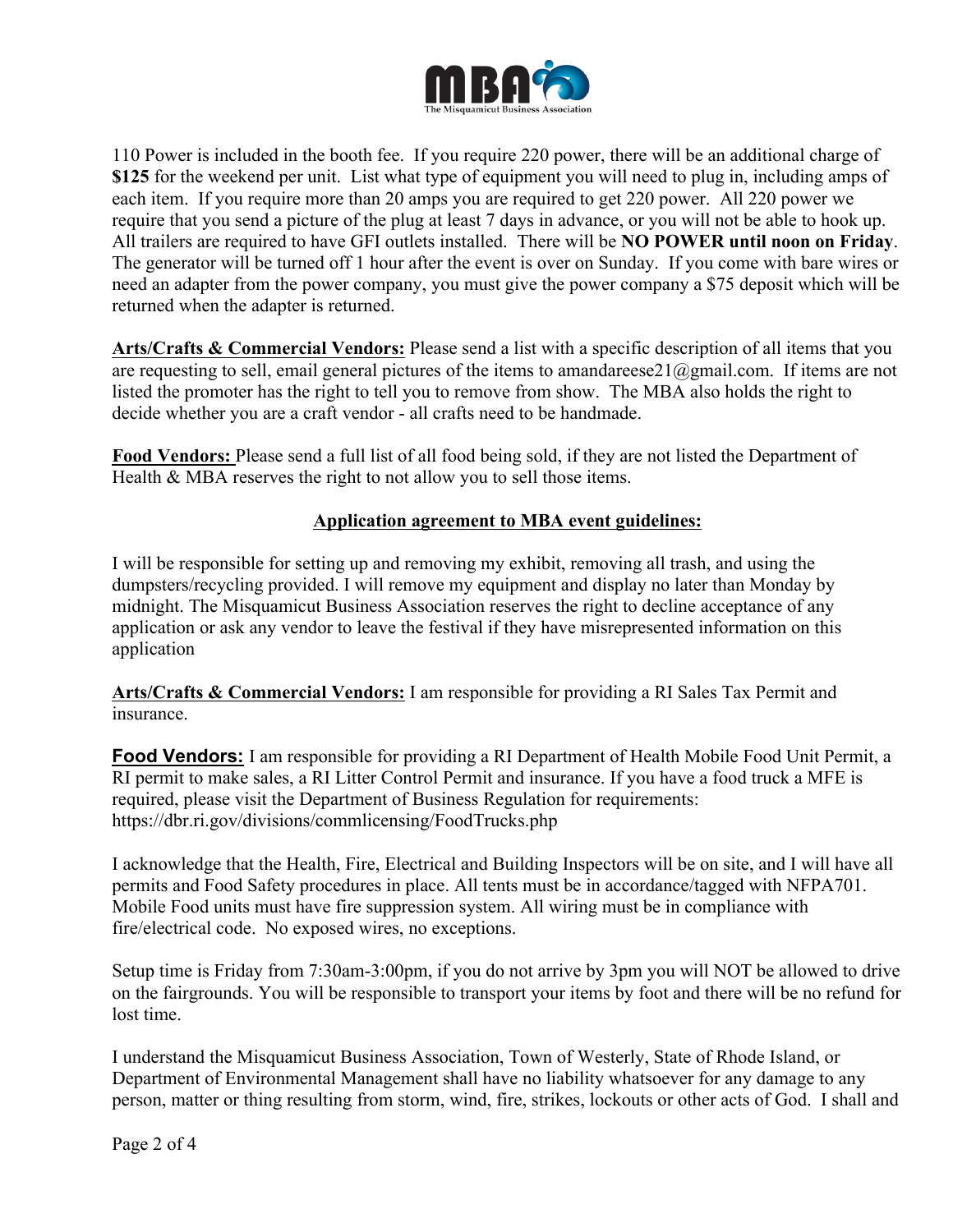110 Power is included in the booth fee. If you require 220 power, there will be an additional charge of **$125** for the weekend per unit. List what type of equipment you will need to plug in, including amps of each item. If you require more than 20 amps you are required to get 220 power. All 220 power we require that you send a picture of the plug at least 7 days in advance, or you will not be able to hook up. All trailers are required to have GFI outlets installed. There will be **NO POWER until noon on Friday**. The generator will be turned off 1 hour after the event is over on Sunday. If you come with bare wires or need an adapter from the power company, you must give the power company a $75 deposit which will be returned when the adapter is returned.

**Arts/Crafts & Commercial Vendors:** Please send a list with a specific description of all items that you are requesting to sell, email general pictures of the items to amandareese21@gmail.com. If items are not listed the promoter has the right to tell you to remove from show. The MBA also holds the right to decide whether you are a craft vendor - all crafts need to be handmade.

**Food Vendors:** Please send a full list of all food being sold, if they are not listed the Department of Health & MBA reserves the right to not allow you to sell those items.

## Application agreement to MBA event guidelines:

I will be responsible for setting up and removing my exhibit, removing all trash, and using the dumpsters/recycling provided. I will remove my equipment and display no later than Monday by midnight. The Misquamicut Business Association reserves the right to decline acceptance of any application or ask any vendor to leave the festival if they have misrepresented information on this application

**Arts/Crafts & Commercial Vendors:** I am responsible for providing a RI Sales Tax Permit and insurance.

**Food Vendors:** I am responsible for providing a RI Department of Health Mobile Food Unit Permit, a RI permit to make sales, a RI Litter Control Permit and insurance. If you have a food truck a MFE is required, please visit the Department of Business Regulation for requirements: https://dbr.ri.gov/divisions/commlicensing/FoodTrucks.php

I acknowledge that the Health, Fire, Electrical and Building Inspectors will be on site, and I will have all permits and Food Safety procedures in place. All tents must be in accordance/tagged with NFPA701. Mobile Food units must have fire suppression system. All wiring must be in compliance with fire/electrical code. No exposed wires, no exceptions.

Setup time is Friday from 7:30am-3:00pm, if you do not arrive by 3pm you will NOT be allowed to drive on the fairgrounds. You will be responsible to transport your items by foot and there will be no refund for lost time.

I understand the Misquamicut Business Association, Town of Westerly, State of Rhode Island, or Department of Environmental Management shall have no liability whatsoever for any damage to any person, matter or thing resulting from storm, wind, fire, strikes, lockouts or other acts of God. I shall and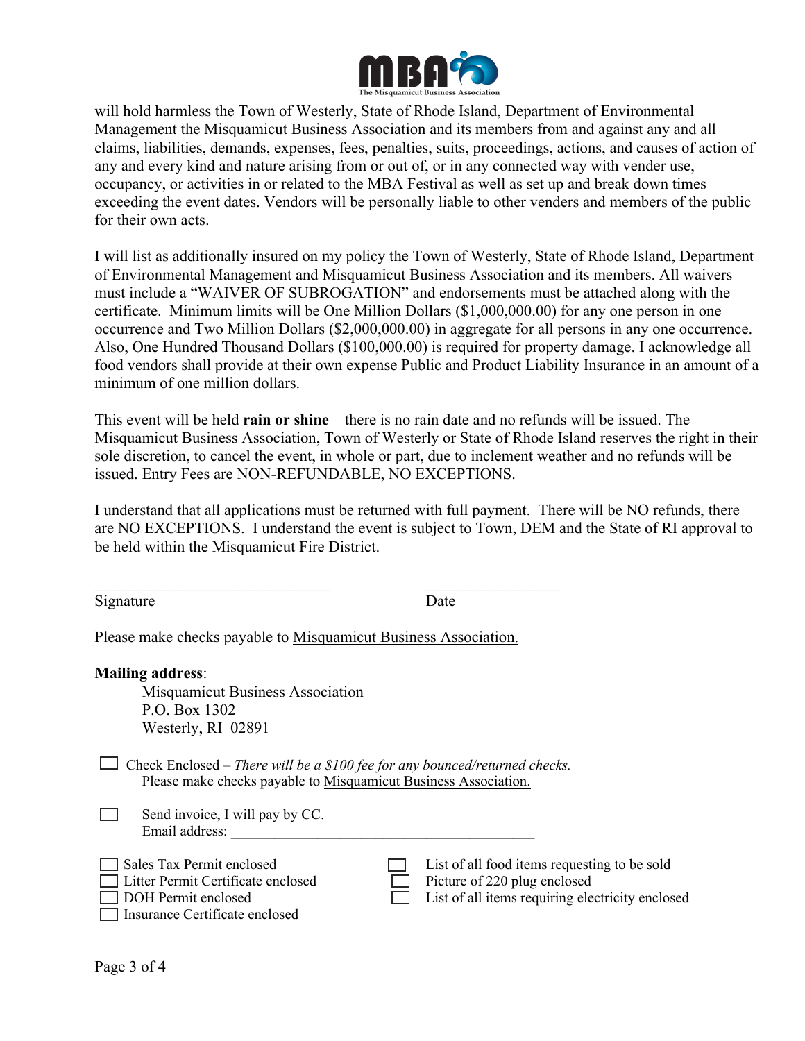will hold harmless the Town of Westerly, State of Rhode Island, Department of Environmental Management the Misquamicut Business Association and its members from and against any and all claims, liabilities, demands, expenses, fees, penalties, suits, proceedings, actions, and causes of action of any and every kind and nature arising from or out of, or in any connected way with vender use, occupancy, or activities in or related to the MBA Festival as well as set up and break down times exceeding the event dates. Vendors will be personally liable to other venders and members of the public for their own acts.

I will list as additionally insured on my policy the Town of Westerly, State of Rhode Island, Department of Environmental Management and Misquamicut Business Association and its members. All waivers must include a "WAIVER OF SUBROGATION" and endorsements must be attached along with the certificate. Minimum limits will be One Million Dollars ($1,000,000.00) for any one person in one occurrence and Two Million Dollars ($2,000,000.00) in aggregate for all persons in any one occurrence. Also, One Hundred Thousand Dollars ($100,000.00) is required for property damage. I acknowledge all food vendors shall provide at their own expense Public and Product Liability Insurance in an amount of a minimum of one million dollars.

This event will be held **rain or shine**—there is no rain date and no refunds will be issued. The Misquamicut Business Association, Town of Westerly or State of Rhode Island reserves the right in their sole discretion, to cancel the event, in whole or part, due to inclement weather and no refunds will be issued. Entry Fees are NON-REFUNDABLE, NO EXCEPTIONS.

I understand that all applications must be returned with full payment. There will be NO refunds, there are NO EXCEPTIONS. I understand the event is subject to Town, DEM and the State of RI approval to be held within the Misquamicut Fire District.

______________________________ &nbsp;&nbsp;&nbsp;&nbsp; _________________

Signature &nbsp;&nbsp;&nbsp;&nbsp; Date

Please make checks payable to Misquamicut Business Association.

**Mailing address**:

Misquamicut Business Association
P.O. Box 1302
Westerly, RI 02891

☐ Check Enclosed – *There will be a $100 fee for any bounced/returned checks.*
Please make checks payable to Misquamicut Business Association.

☐ Send invoice, I will pay by CC.
Email address: ________________________________________

☐ Sales Tax Permit enclosed
☐ Litter Permit Certificate enclosed
☐ DOH Permit enclosed
☐ Insurance Certificate enclosed
☐ List of all food items requesting to be sold
☐ Picture of 220 plug enclosed
☐ List of all items requiring electricity enclosed